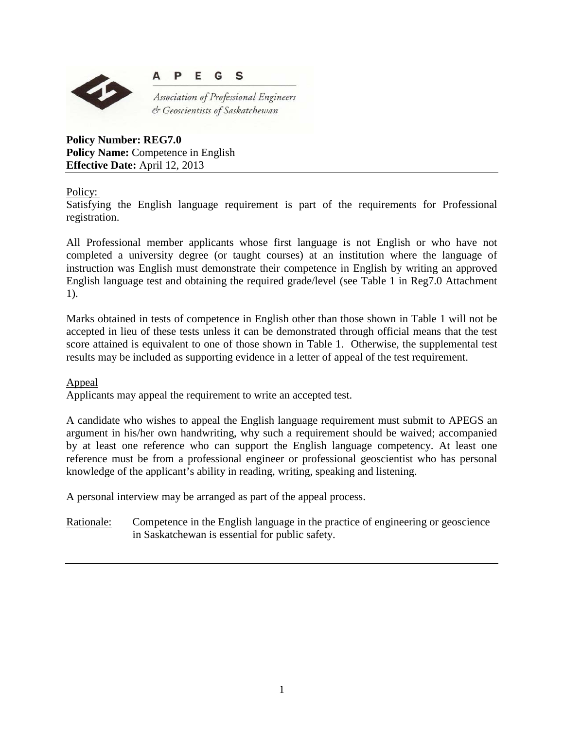**APEGS**

*Association of Professional Engineers & Geoscientists of Saskatchewan*

**Policy Number: REG7.0**
**Policy Name:** Competence in English
**Effective Date:** April 12, 2013

Policy:

Satisfying the English language requirement is part of the requirements for Professional registration.

All Professional member applicants whose first language is not English or who have not completed a university degree (or taught courses) at an institution where the language of instruction was English must demonstrate their competence in English by writing an approved English language test and obtaining the required grade/level (see Table 1 in Reg7.0 Attachment 1).

Marks obtained in tests of competence in English other than those shown in Table 1 will not be accepted in lieu of these tests unless it can be demonstrated through official means that the test score attained is equivalent to one of those shown in Table 1. Otherwise, the supplemental test results may be included as supporting evidence in a letter of appeal of the test requirement.

Appeal

Applicants may appeal the requirement to write an accepted test.

A candidate who wishes to appeal the English language requirement must submit to APEGS an argument in his/her own handwriting, why such a requirement should be waived; accompanied by at least one reference who can support the English language competency. At least one reference must be from a professional engineer or professional geoscientist who has personal knowledge of the applicant's ability in reading, writing, speaking and listening.

A personal interview may be arranged as part of the appeal process.

Rationale: Competence in the English language in the practice of engineering or geoscience in Saskatchewan is essential for public safety.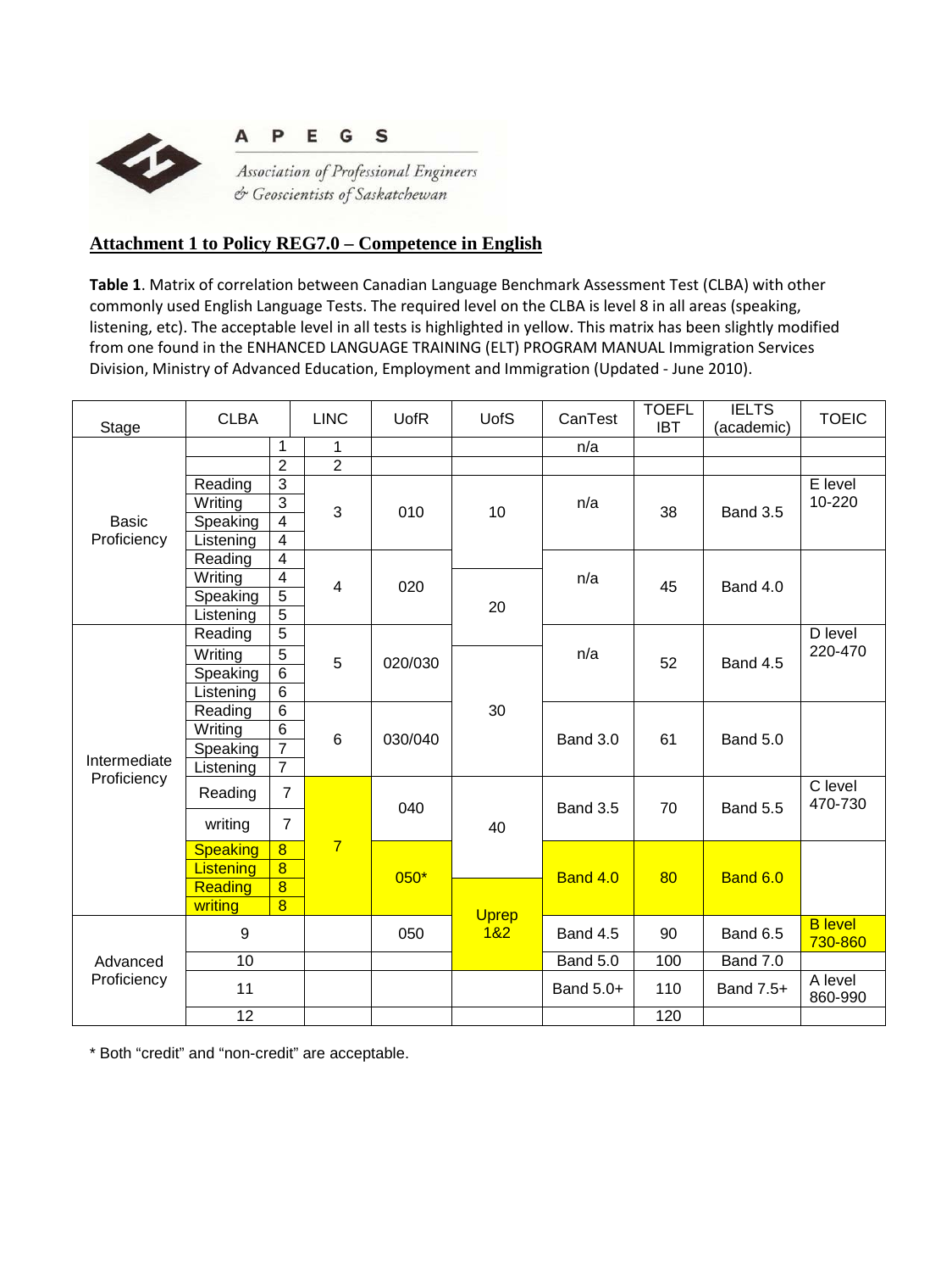A P E G S

*Association of Professional Engineers & Geoscientists of Saskatchewan*

**Attachment 1 to Policy REG7.0 – Competence in English**

**Table 1**. Matrix of correlation between Canadian Language Benchmark Assessment Test (CLBA) with other commonly used English Language Tests. The required level on the CLBA is level 8 in all areas (speaking, listening, etc). The acceptable level in all tests is highlighted in yellow. This matrix has been slightly modified from one found in the ENHANCED LANGUAGE TRAINING (ELT) PROGRAM MANUAL Immigration Services Division, Ministry of Advanced Education, Employment and Immigration (Updated - June 2010).

| Stage | CLBA | | LINC | UofR | UofS | CanTest | TOEFL IBT | IELTS (academic) | TOEIC |
|---|---|---|---|---|---|---|---|---|---|
| Basic Proficiency | | 1 | 1 | | | n/a | | | |
| | | 2 | 2 | | | | | | |
| | Reading | 3 | 3 | 010 | 10 | n/a | 38 | Band 3.5 | E level 10-220 |
| | Writing | 3 | | | | | | | |
| | Speaking | 4 | | | | | | | |
| | Listening | 4 | | | | | | | |
| | Reading | 4 | 4 | 020 | 20 | n/a | 45 | Band 4.0 | |
| | Writing | 4 | | | | | | | |
| | Speaking | 5 | | | | | | | |
| | Listening | 5 | | | | | | | |
| Intermediate Proficiency | Reading | 5 | 5 | 020/030 | | n/a | 52 | Band 4.5 | D level 220-470 |
| | Writing | 5 | | | 30 | | | | |
| | Speaking | 6 | | | | | | | |
| | Listening | 6 | | | | | | | |
| | Reading | 6 | 6 | 030/040 | | Band 3.0 | 61 | Band 5.0 | |
| | Writing | 6 | | | | | | | |
| | Speaking | 7 | | | | | | | |
| | Listening | 7 | | | | | | | |
| | Reading | 7 | 7 | 040 | 40 | Band 3.5 | 70 | Band 5.5 | C level 470-730 |
| | writing | 7 | | | | | | | |
| | Speaking | 8 | | 050* | | Band 4.0 | 80 | Band 6.0 | |
| | Listening | 8 | | | | | | | |
| | Reading | 8 | | | Uprep 1&2 | | | | |
| | writing | 8 | | | | | | | |
| Advanced Proficiency | 9 | | | 050 | | Band 4.5 | 90 | Band 6.5 | B level 730-860 |
| | 10 | | | | | Band 5.0 | 100 | Band 7.0 | |
| | 11 | | | | | Band 5.0+ | 110 | Band 7.5+ | A level 860-990 |
| | 12 | | | | | | 120 | | |

* Both “credit” and “non-credit” are acceptable.